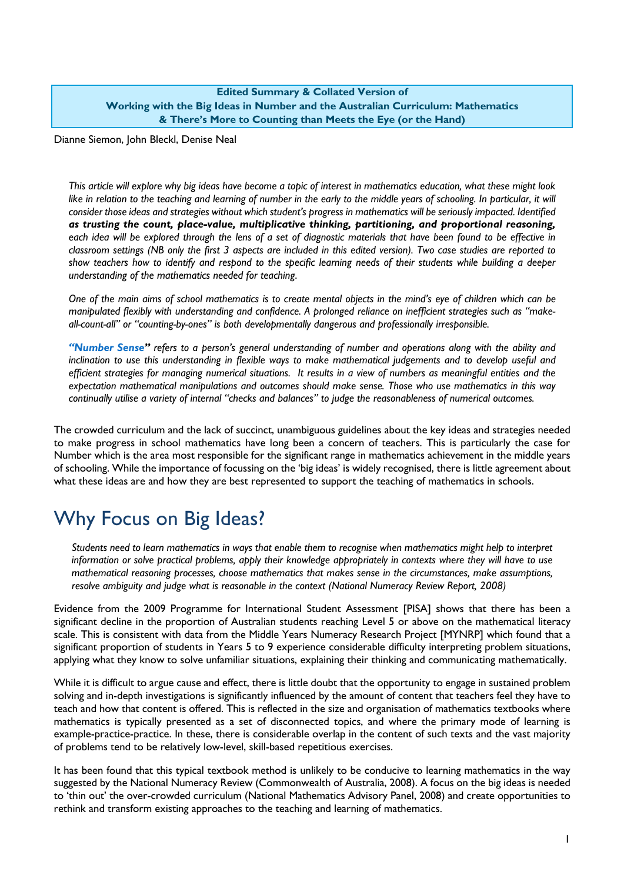**Edited Summary & Collated Version of**
**Working with the Big Ideas in Number and the Australian Curriculum: Mathematics**
**& There's More to Counting than Meets the Eye (or the Hand)**

Dianne Siemon, John Bleckl, Denise Neal

*This article will explore why big ideas have become a topic of interest in mathematics education, what these might look like in relation to the teaching and learning of number in the early to the middle years of schooling. In particular, it will consider those ideas and strategies without which student's progress in mathematics will be seriously impacted. Identified* ***as trusting the count, place-value, multiplicative thinking, partitioning, and proportional reasoning,*** *each idea will be explored through the lens of a set of diagnostic materials that have been found to be effective in classroom settings (NB only the first 3 aspects are included in this edited version). Two case studies are reported to show teachers how to identify and respond to the specific learning needs of their students while building a deeper understanding of the mathematics needed for teaching.*

*One of the main aims of school mathematics is to create mental objects in the mind's eye of children which can be manipulated flexibly with understanding and confidence. A prolonged reliance on inefficient strategies such as "make-all-count-all" or "counting-by-ones" is both developmentally dangerous and professionally irresponsible.*

***"Number Sense"*** *refers to a person's general understanding of number and operations along with the ability and inclination to use this understanding in flexible ways to make mathematical judgements and to develop useful and efficient strategies for managing numerical situations. It results in a view of numbers as meaningful entities and the expectation mathematical manipulations and outcomes should make sense. Those who use mathematics in this way continually utilise a variety of internal "checks and balances" to judge the reasonableness of numerical outcomes.*

The crowded curriculum and the lack of succinct, unambiguous guidelines about the key ideas and strategies needed to make progress in school mathematics have long been a concern of teachers. This is particularly the case for Number which is the area most responsible for the significant range in mathematics achievement in the middle years of schooling. While the importance of focussing on the 'big ideas' is widely recognised, there is little agreement about what these ideas are and how they are best represented to support the teaching of mathematics in schools.

# Why Focus on Big Ideas?

*Students need to learn mathematics in ways that enable them to recognise when mathematics might help to interpret information or solve practical problems, apply their knowledge appropriately in contexts where they will have to use mathematical reasoning processes, choose mathematics that makes sense in the circumstances, make assumptions, resolve ambiguity and judge what is reasonable in the context (National Numeracy Review Report, 2008)*

Evidence from the 2009 Programme for International Student Assessment [PISA] shows that there has been a significant decline in the proportion of Australian students reaching Level 5 or above on the mathematical literacy scale. This is consistent with data from the Middle Years Numeracy Research Project [MYNRP] which found that a significant proportion of students in Years 5 to 9 experience considerable difficulty interpreting problem situations, applying what they know to solve unfamiliar situations, explaining their thinking and communicating mathematically.

While it is difficult to argue cause and effect, there is little doubt that the opportunity to engage in sustained problem solving and in-depth investigations is significantly influenced by the amount of content that teachers feel they have to teach and how that content is offered. This is reflected in the size and organisation of mathematics textbooks where mathematics is typically presented as a set of disconnected topics, and where the primary mode of learning is example-practice-practice. In these, there is considerable overlap in the content of such texts and the vast majority of problems tend to be relatively low-level, skill-based repetitious exercises.

It has been found that this typical textbook method is unlikely to be conducive to learning mathematics in the way suggested by the National Numeracy Review (Commonwealth of Australia, 2008). A focus on the big ideas is needed to 'thin out' the over-crowded curriculum (National Mathematics Advisory Panel, 2008) and create opportunities to rethink and transform existing approaches to the teaching and learning of mathematics.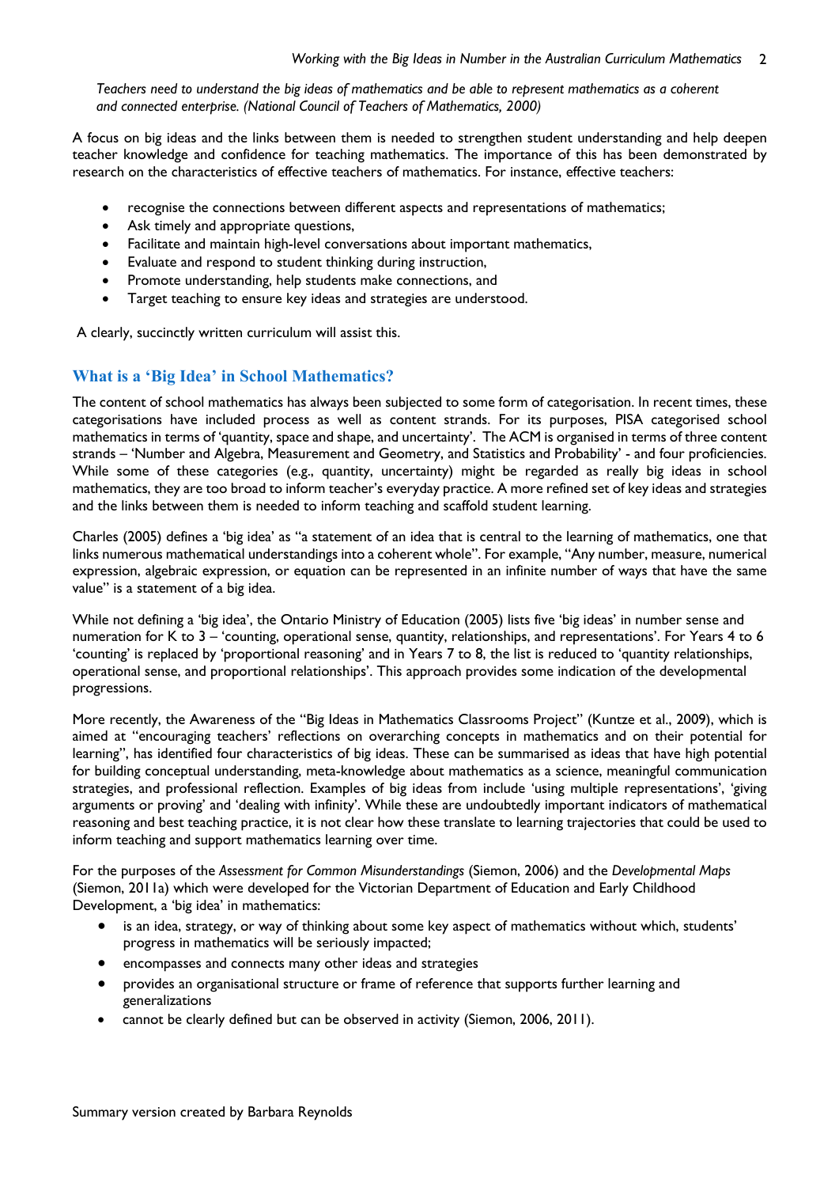*Teachers need to understand the big ideas of mathematics and be able to represent mathematics as a coherent and connected enterprise. (National Council of Teachers of Mathematics, 2000)*

A focus on big ideas and the links between them is needed to strengthen student understanding and help deepen teacher knowledge and confidence for teaching mathematics. The importance of this has been demonstrated by research on the characteristics of effective teachers of mathematics. For instance, effective teachers:

- recognise the connections between different aspects and representations of mathematics;
- Ask timely and appropriate questions,
- Facilitate and maintain high-level conversations about important mathematics,
- Evaluate and respond to student thinking during instruction,
- Promote understanding, help students make connections, and
- Target teaching to ensure key ideas and strategies are understood.

A clearly, succinctly written curriculum will assist this.

## What is a 'Big Idea' in School Mathematics?

The content of school mathematics has always been subjected to some form of categorisation. In recent times, these categorisations have included process as well as content strands. For its purposes, PISA categorised school mathematics in terms of 'quantity, space and shape, and uncertainty'. The ACM is organised in terms of three content strands – 'Number and Algebra, Measurement and Geometry, and Statistics and Probability' - and four proficiencies. While some of these categories (e.g., quantity, uncertainty) might be regarded as really big ideas in school mathematics, they are too broad to inform teacher's everyday practice. A more refined set of key ideas and strategies and the links between them is needed to inform teaching and scaffold student learning.

Charles (2005) defines a 'big idea' as "a statement of an idea that is central to the learning of mathematics, one that links numerous mathematical understandings into a coherent whole". For example, "Any number, measure, numerical expression, algebraic expression, or equation can be represented in an infinite number of ways that have the same value" is a statement of a big idea.

While not defining a 'big idea', the Ontario Ministry of Education (2005) lists five 'big ideas' in number sense and numeration for K to 3 – 'counting, operational sense, quantity, relationships, and representations'. For Years 4 to 6 'counting' is replaced by 'proportional reasoning' and in Years 7 to 8, the list is reduced to 'quantity relationships, operational sense, and proportional relationships'. This approach provides some indication of the developmental progressions.

More recently, the Awareness of the "Big Ideas in Mathematics Classrooms Project" (Kuntze et al., 2009), which is aimed at "encouraging teachers' reflections on overarching concepts in mathematics and on their potential for learning", has identified four characteristics of big ideas. These can be summarised as ideas that have high potential for building conceptual understanding, meta-knowledge about mathematics as a science, meaningful communication strategies, and professional reflection. Examples of big ideas from include 'using multiple representations', 'giving arguments or proving' and 'dealing with infinity'. While these are undoubtedly important indicators of mathematical reasoning and best teaching practice, it is not clear how these translate to learning trajectories that could be used to inform teaching and support mathematics learning over time.

For the purposes of the *Assessment for Common Misunderstandings* (Siemon, 2006) and the *Developmental Maps* (Siemon, 2011a) which were developed for the Victorian Department of Education and Early Childhood Development, a 'big idea' in mathematics:

- is an idea, strategy, or way of thinking about some key aspect of mathematics without which, students' progress in mathematics will be seriously impacted;
- encompasses and connects many other ideas and strategies
- provides an organisational structure or frame of reference that supports further learning and generalizations
- cannot be clearly defined but can be observed in activity (Siemon, 2006, 2011).

Summary version created by Barbara Reynolds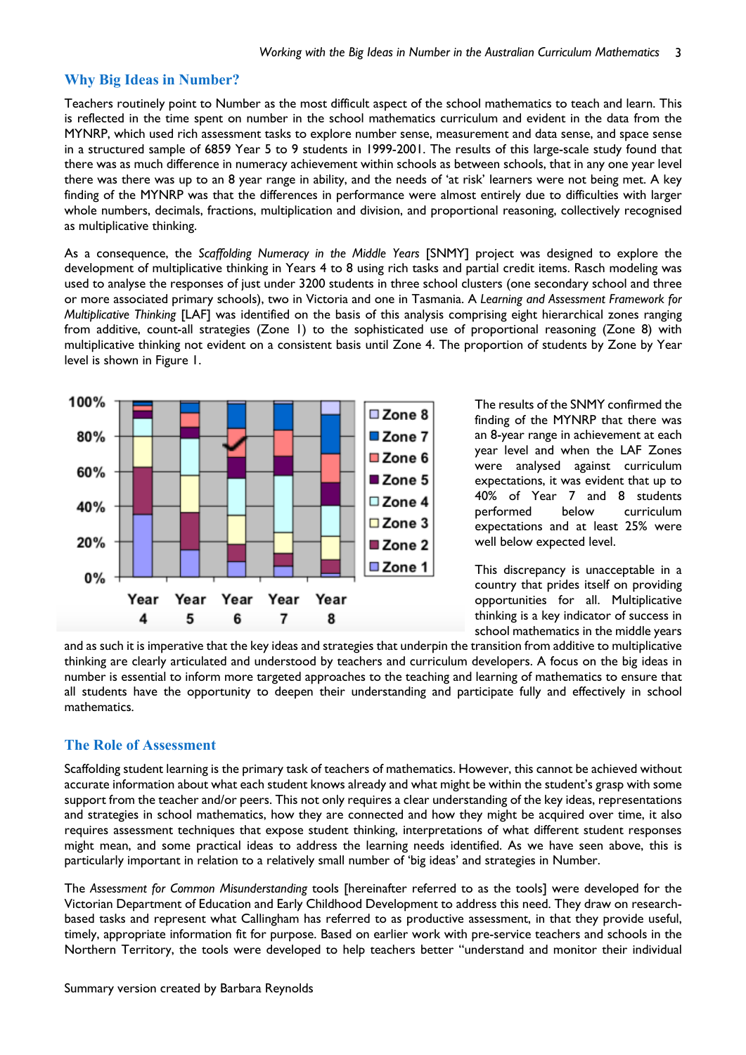## Why Big Ideas in Number?

Teachers routinely point to Number as the most difficult aspect of the school mathematics to teach and learn. This is reflected in the time spent on number in the school mathematics curriculum and evident in the data from the MYNRP, which used rich assessment tasks to explore number sense, measurement and data sense, and space sense in a structured sample of 6859 Year 5 to 9 students in 1999-2001. The results of this large-scale study found that there was as much difference in numeracy achievement within schools as between schools, that in any one year level there was there was up to an 8 year range in ability, and the needs of 'at risk' learners were not being met. A key finding of the MYNRP was that the differences in performance were almost entirely due to difficulties with larger whole numbers, decimals, fractions, multiplication and division, and proportional reasoning, collectively recognised as multiplicative thinking.

As a consequence, the *Scaffolding Numeracy in the Middle Years* [SNMY] project was designed to explore the development of multiplicative thinking in Years 4 to 8 using rich tasks and partial credit items. Rasch modeling was used to analyse the responses of just under 3200 students in three school clusters (one secondary school and three or more associated primary schools), two in Victoria and one in Tasmania. A *Learning and Assessment Framework for Multiplicative Thinking* [LAF] was identified on the basis of this analysis comprising eight hierarchical zones ranging from additive, count-all strategies (Zone 1) to the sophisticated use of proportional reasoning (Zone 8) with multiplicative thinking not evident on a consistent basis until Zone 4. The proportion of students by Zone by Year level is shown in Figure 1.

The results of the SNMY confirmed the finding of the MYNRP that there was an 8-year range in achievement at each year level and when the LAF Zones were analysed against curriculum expectations, it was evident that up to 40% of Year 7 and 8 students performed below curriculum expectations and at least 25% were well below expected level.

This discrepancy is unacceptable in a country that prides itself on providing opportunities for all. Multiplicative thinking is a key indicator of success in school mathematics in the middle years and as such it is imperative that the key ideas and strategies that underpin the transition from additive to multiplicative thinking are clearly articulated and understood by teachers and curriculum developers. A focus on the big ideas in number is essential to inform more targeted approaches to the teaching and learning of mathematics to ensure that all students have the opportunity to deepen their understanding and participate fully and effectively in school mathematics.

## The Role of Assessment

Scaffolding student learning is the primary task of teachers of mathematics. However, this cannot be achieved without accurate information about what each student knows already and what might be within the student's grasp with some support from the teacher and/or peers. This not only requires a clear understanding of the key ideas, representations and strategies in school mathematics, how they are connected and how they might be acquired over time, it also requires assessment techniques that expose student thinking, interpretations of what different student responses might mean, and some practical ideas to address the learning needs identified. As we have seen above, this is particularly important in relation to a relatively small number of 'big ideas' and strategies in Number.

The *Assessment for Common Misunderstanding* tools [hereinafter referred to as the tools] were developed for the Victorian Department of Education and Early Childhood Development to address this need. They draw on research-based tasks and represent what Callingham has referred to as productive assessment, in that they provide useful, timely, appropriate information fit for purpose. Based on earlier work with pre-service teachers and schools in the Northern Territory, the tools were developed to help teachers better "understand and monitor their individual

Summary version created by Barbara Reynolds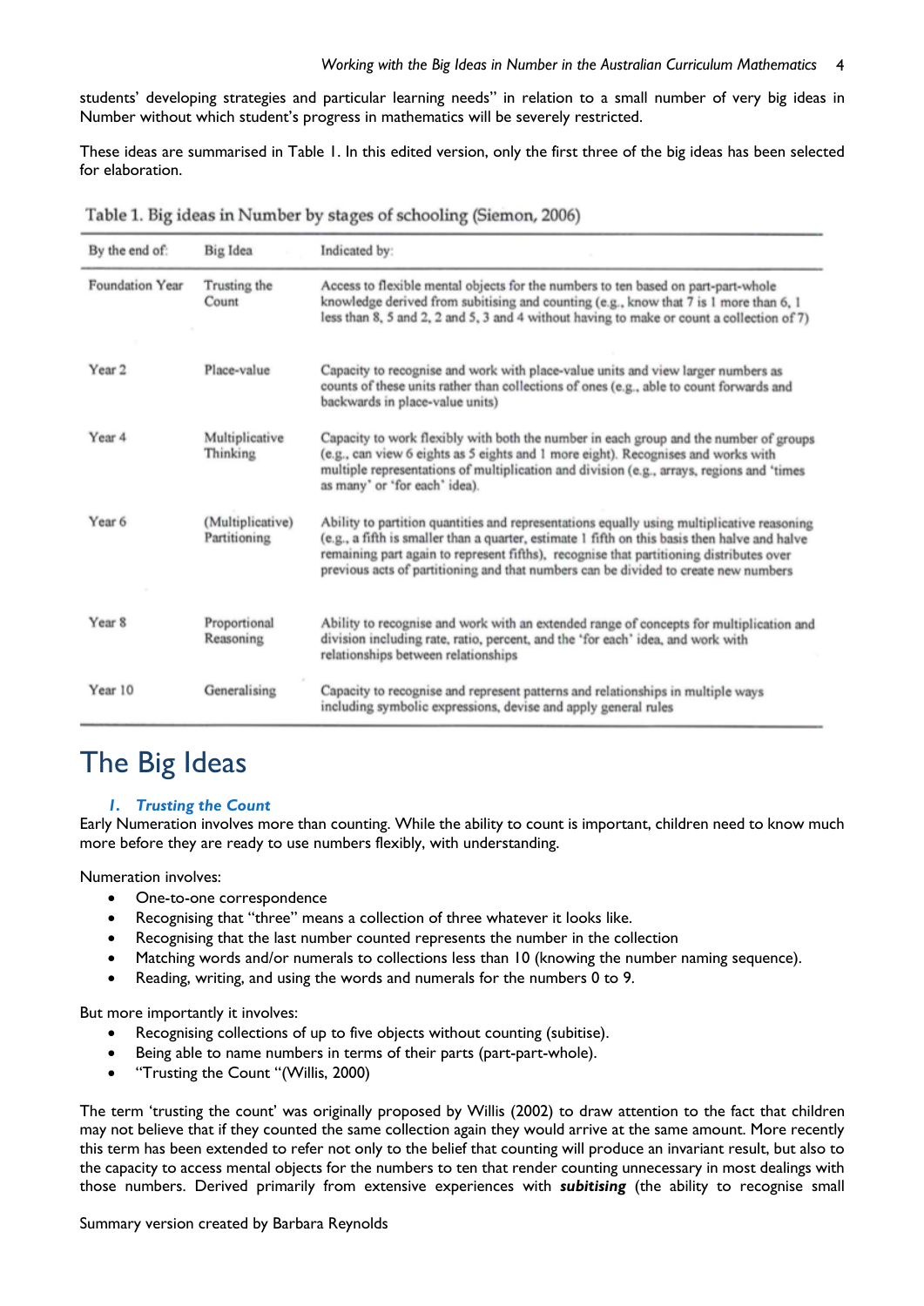students' developing strategies and particular learning needs" in relation to a small number of very big ideas in Number without which student's progress in mathematics will be severely restricted.

These ideas are summarised in Table 1. In this edited version, only the first three of the big ideas has been selected for elaboration.

Table 1. Big ideas in Number by stages of schooling (Siemon, 2006)

| By the end of: | Big Idea | Indicated by: |
|---|---|---|
| Foundation Year | Trusting the Count | Access to flexible mental objects for the numbers to ten based on part-part-whole knowledge derived from subitising and counting (e.g., know that 7 is 1 more than 6, 1 less than 8, 5 and 2, 2 and 5, 3 and 4 without having to make or count a collection of 7) |
| Year 2 | Place-value | Capacity to recognise and work with place-value units and view larger numbers as counts of these units rather than collections of ones (e.g., able to count forwards and backwards in place-value units) |
| Year 4 | Multiplicative Thinking | Capacity to work flexibly with both the number in each group and the number of groups (e.g., can view 6 eights as 5 eights and 1 more eight). Recognises and works with multiple representations of multiplication and division (e.g., arrays, regions and 'times as many' or 'for each' idea). |
| Year 6 | (Multiplicative) Partitioning | Ability to partition quantities and representations equally using multiplicative reasoning (e.g., a fifth is smaller than a quarter, estimate 1 fifth on this basis then halve and halve remaining part again to represent fifths), recognise that partitioning distributes over previous acts of partitioning and that numbers can be divided to create new numbers |
| Year 8 | Proportional Reasoning | Ability to recognise and work with an extended range of concepts for multiplication and division including rate, ratio, percent, and the 'for each' idea, and work with relationships between relationships |
| Year 10 | Generalising | Capacity to recognise and represent patterns and relationships in multiple ways including symbolic expressions, devise and apply general rules |

# The Big Ideas

### *1. Trusting the Count*

Early Numeration involves more than counting. While the ability to count is important, children need to know much more before they are ready to use numbers flexibly, with understanding.

Numeration involves:

- One-to-one correspondence
- Recognising that "three" means a collection of three whatever it looks like.
- Recognising that the last number counted represents the number in the collection
- Matching words and/or numerals to collections less than 10 (knowing the number naming sequence).
- Reading, writing, and using the words and numerals for the numbers 0 to 9.

But more importantly it involves:

- Recognising collections of up to five objects without counting (subitise).
- Being able to name numbers in terms of their parts (part-part-whole).
- "Trusting the Count "(Willis, 2000)

The term 'trusting the count' was originally proposed by Willis (2002) to draw attention to the fact that children may not believe that if they counted the same collection again they would arrive at the same amount. More recently this term has been extended to refer not only to the belief that counting will produce an invariant result, but also to the capacity to access mental objects for the numbers to ten that render counting unnecessary in most dealings with those numbers. Derived primarily from extensive experiences with ***subitising*** (the ability to recognise small

Summary version created by Barbara Reynolds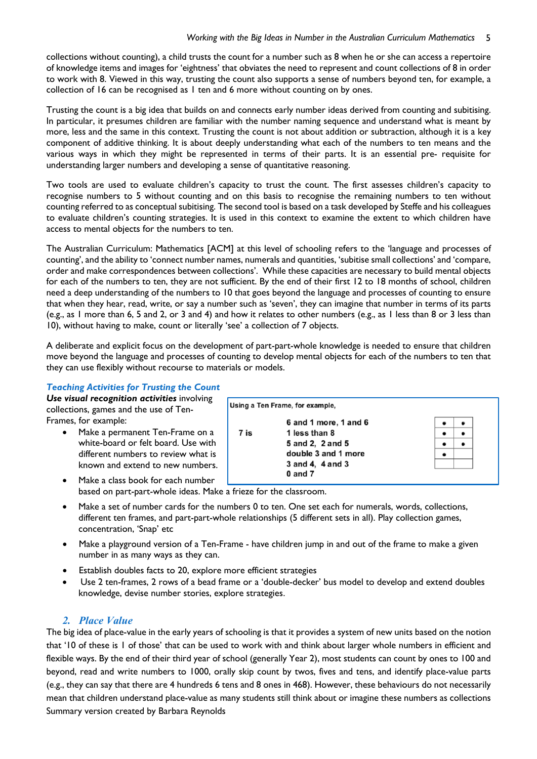collections without counting), a child trusts the count for a number such as 8 when he or she can access a repertoire of knowledge items and images for 'eightness' that obviates the need to represent and count collections of 8 in order to work with 8. Viewed in this way, trusting the count also supports a sense of numbers beyond ten, for example, a collection of 16 can be recognised as 1 ten and 6 more without counting on by ones.

Trusting the count is a big idea that builds on and connects early number ideas derived from counting and subitising. In particular, it presumes children are familiar with the number naming sequence and understand what is meant by more, less and the same in this context. Trusting the count is not about addition or subtraction, although it is a key component of additive thinking. It is about deeply understanding what each of the numbers to ten means and the various ways in which they might be represented in terms of their parts. It is an essential pre- requisite for understanding larger numbers and developing a sense of quantitative reasoning.

Two tools are used to evaluate children's capacity to trust the count. The first assesses children's capacity to recognise numbers to 5 without counting and on this basis to recognise the remaining numbers to ten without counting referred to as conceptual subitising. The second tool is based on a task developed by Steffe and his colleagues to evaluate children's counting strategies. It is used in this context to examine the extent to which children have access to mental objects for the numbers to ten.

The Australian Curriculum: Mathematics [ACM] at this level of schooling refers to the 'language and processes of counting', and the ability to 'connect number names, numerals and quantities, 'subitise small collections' and 'compare, order and make correspondences between collections'. While these capacities are necessary to build mental objects for each of the numbers to ten, they are not sufficient. By the end of their first 12 to 18 months of school, children need a deep understanding of the numbers to 10 that goes beyond the language and processes of counting to ensure that when they hear, read, write, or say a number such as 'seven', they can imagine that number in terms of its parts (e.g., as 1 more than 6, 5 and 2, or 3 and 4) and how it relates to other numbers (e.g., as 1 less than 8 or 3 less than 10), without having to make, count or literally 'see' a collection of 7 objects.

A deliberate and explicit focus on the development of part-part-whole knowledge is needed to ensure that children move beyond the language and processes of counting to develop mental objects for each of the numbers to ten that they can use flexibly without recourse to materials or models.

### *Teaching Activities for Trusting the Count*

***Use visual recognition activities*** involving collections, games and the use of Ten-Frames, for example:

Using a Ten Frame, for example,

| | | Ten Frame | |
|---|---|---|---|
| 7 is | 6 and 1 more, 1 and 6 | • | • |
| | 1 less than 8 | • | • |
| | 5 and 2, 2 and 5 | • | • |
| | double 3 and 1 more | • | |
| | 3 and 4, 4 and 3 | | |
| | 0 and 7 | | |

- Make a permanent Ten-Frame on a white-board or felt board. Use with different numbers to review what is known and extend to new numbers.
- Make a class book for each number based on part-part-whole ideas. Make a frieze for the classroom.
- Make a set of number cards for the numbers 0 to ten. One set each for numerals, words, collections, different ten frames, and part-part-whole relationships (5 different sets in all). Play collection games, concentration, 'Snap' etc
- Make a playground version of a Ten-Frame - have children jump in and out of the frame to make a given number in as many ways as they can.
- Establish doubles facts to 20, explore more efficient strategies
- Use 2 ten-frames, 2 rows of a bead frame or a 'double-decker' bus model to develop and extend doubles knowledge, devise number stories, explore strategies.

## 2. *Place Value*

The big idea of place-value in the early years of schooling is that it provides a system of new units based on the notion that '10 of these is 1 of those' that can be used to work with and think about larger whole numbers in efficient and flexible ways. By the end of their third year of school (generally Year 2), most students can count by ones to 100 and beyond, read and write numbers to 1000, orally skip count by twos, fives and tens, and identify place-value parts (e.g., they can say that there are 4 hundreds 6 tens and 8 ones in 468). However, these behaviours do not necessarily mean that children understand place-value as many students still think about or imagine these numbers as collections

Summary version created by Barbara Reynolds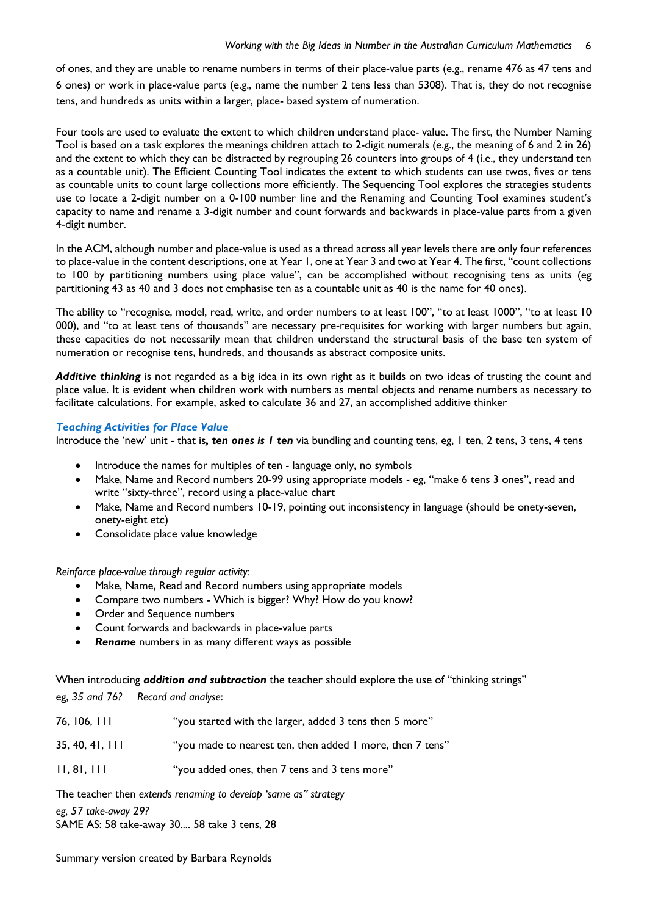of ones, and they are unable to rename numbers in terms of their place-value parts (e.g., rename 476 as 47 tens and 6 ones) or work in place-value parts (e.g., name the number 2 tens less than 5308). That is, they do not recognise tens, and hundreds as units within a larger, place- based system of numeration.

Four tools are used to evaluate the extent to which children understand place- value. The first, the Number Naming Tool is based on a task explores the meanings children attach to 2-digit numerals (e.g., the meaning of 6 and 2 in 26) and the extent to which they can be distracted by regrouping 26 counters into groups of 4 (i.e., they understand ten as a countable unit). The Efficient Counting Tool indicates the extent to which students can use twos, fives or tens as countable units to count large collections more efficiently. The Sequencing Tool explores the strategies students use to locate a 2-digit number on a 0-100 number line and the Renaming and Counting Tool examines student's capacity to name and rename a 3-digit number and count forwards and backwards in place-value parts from a given 4-digit number.

In the ACM, although number and place-value is used as a thread across all year levels there are only four references to place-value in the content descriptions, one at Year 1, one at Year 3 and two at Year 4. The first, "count collections to 100 by partitioning numbers using place value", can be accomplished without recognising tens as units (eg partitioning 43 as 40 and 3 does not emphasise ten as a countable unit as 40 is the name for 40 ones).

The ability to "recognise, model, read, write, and order numbers to at least 100", "to at least 1000", "to at least 10 000), and "to at least tens of thousands" are necessary pre-requisites for working with larger numbers but again, these capacities do not necessarily mean that children understand the structural basis of the base ten system of numeration or recognise tens, hundreds, and thousands as abstract composite units.

***Additive thinking*** is not regarded as a big idea in its own right as it builds on two ideas of trusting the count and place value. It is evident when children work with numbers as mental objects and rename numbers as necessary to facilitate calculations. For example, asked to calculate 36 and 27, an accomplished additive thinker

### *Teaching Activities for Place Value*

Introduce the 'new' unit - that is***, ten ones is 1 ten*** via bundling and counting tens, eg, 1 ten, 2 tens, 3 tens, 4 tens

- Introduce the names for multiples of ten - language only, no symbols
- Make, Name and Record numbers 20-99 using appropriate models - eg, "make 6 tens 3 ones", read and write "sixty-three", record using a place-value chart
- Make, Name and Record numbers 10-19, pointing out inconsistency in language (should be onety-seven, onety-eight etc)
- Consolidate place value knowledge

*Reinforce place-value through regular activity:*

- Make, Name, Read and Record numbers using appropriate models
- Compare two numbers - Which is bigger? Why? How do you know?
- Order and Sequence numbers
- Count forwards and backwards in place-value parts
- ***Rename*** numbers in as many different ways as possible

When introducing ***addition and subtraction*** the teacher should explore the use of "thinking strings"

eg, *35 and 76?* &nbsp;&nbsp;&nbsp; *Record and analyse*:

| | |
|---|---|
| 76, 106, 111 | "you started with the larger, added 3 tens then 5 more" |
| 35, 40, 41, 111 | "you made to nearest ten, then added 1 more, then 7 tens" |
| 11, 81, 111 | "you added ones, then 7 tens and 3 tens more" |

The teacher then *extends renaming to develop 'same as" strategy*

*eg, 57 take-away 29?*
SAME AS: 58 take-away 30.... 58 take 3 tens, 28

Summary version created by Barbara Reynolds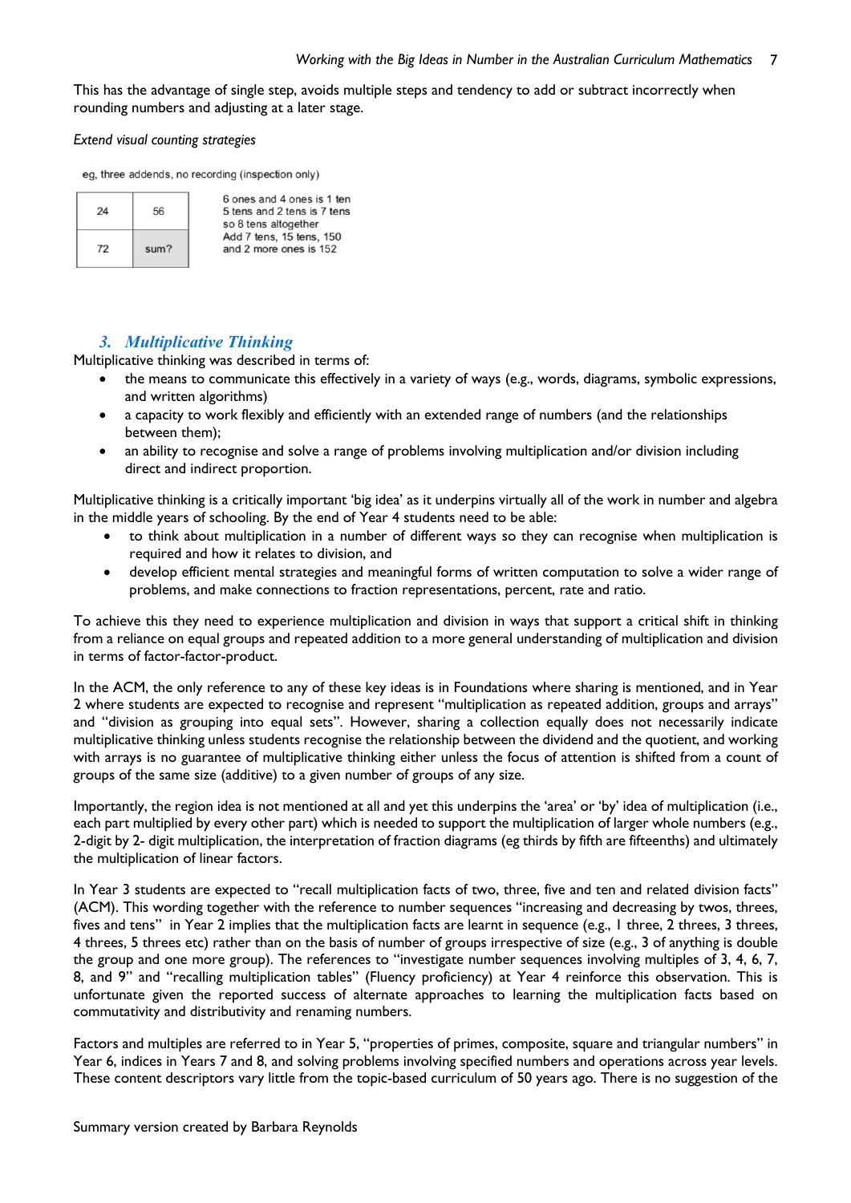This has the advantage of single step, avoids multiple steps and tendency to add or subtract incorrectly when rounding numbers and adjusting at a later stage.

*Extend visual counting strategies*

eg, three addends, no recording (inspection only)

| 24 | 56 |
| --- | --- |
| 72 | sum? |

6 ones and 4 ones is 1 ten
5 tens and 2 tens is 7 tens
so 8 tens altogether
Add 7 tens, 15 tens, 150
and 2 more ones is 152

## 3. *Multiplicative Thinking*

Multiplicative thinking was described in terms of:

- the means to communicate this effectively in a variety of ways (e.g., words, diagrams, symbolic expressions, and written algorithms)
- a capacity to work flexibly and efficiently with an extended range of numbers (and the relationships between them);
- an ability to recognise and solve a range of problems involving multiplication and/or division including direct and indirect proportion.

Multiplicative thinking is a critically important 'big idea' as it underpins virtually all of the work in number and algebra in the middle years of schooling. By the end of Year 4 students need to be able:

- to think about multiplication in a number of different ways so they can recognise when multiplication is required and how it relates to division, and
- develop efficient mental strategies and meaningful forms of written computation to solve a wider range of problems, and make connections to fraction representations, percent, rate and ratio.

To achieve this they need to experience multiplication and division in ways that support a critical shift in thinking from a reliance on equal groups and repeated addition to a more general understanding of multiplication and division in terms of factor-factor-product.

In the ACM, the only reference to any of these key ideas is in Foundations where sharing is mentioned, and in Year 2 where students are expected to recognise and represent "multiplication as repeated addition, groups and arrays" and "division as grouping into equal sets". However, sharing a collection equally does not necessarily indicate multiplicative thinking unless students recognise the relationship between the dividend and the quotient, and working with arrays is no guarantee of multiplicative thinking either unless the focus of attention is shifted from a count of groups of the same size (additive) to a given number of groups of any size.

Importantly, the region idea is not mentioned at all and yet this underpins the 'area' or 'by' idea of multiplication (i.e., each part multiplied by every other part) which is needed to support the multiplication of larger whole numbers (e.g., 2-digit by 2- digit multiplication, the interpretation of fraction diagrams (eg thirds by fifth are fifteenths) and ultimately the multiplication of linear factors.

In Year 3 students are expected to "recall multiplication facts of two, three, five and ten and related division facts" (ACM). This wording together with the reference to number sequences "increasing and decreasing by twos, threes, fives and tens" in Year 2 implies that the multiplication facts are learnt in sequence (e.g., 1 three, 2 threes, 3 threes, 4 threes, 5 threes etc) rather than on the basis of number of groups irrespective of size (e.g., 3 of anything is double the group and one more group). The references to "investigate number sequences involving multiples of 3, 4, 6, 7, 8, and 9" and "recalling multiplication tables" (Fluency proficiency) at Year 4 reinforce this observation. This is unfortunate given the reported success of alternate approaches to learning the multiplication facts based on commutativity and distributivity and renaming numbers.

Factors and multiples are referred to in Year 5, "properties of primes, composite, square and triangular numbers" in Year 6, indices in Years 7 and 8, and solving problems involving specified numbers and operations across year levels. These content descriptors vary little from the topic-based curriculum of 50 years ago. There is no suggestion of the

Summary version created by Barbara Reynolds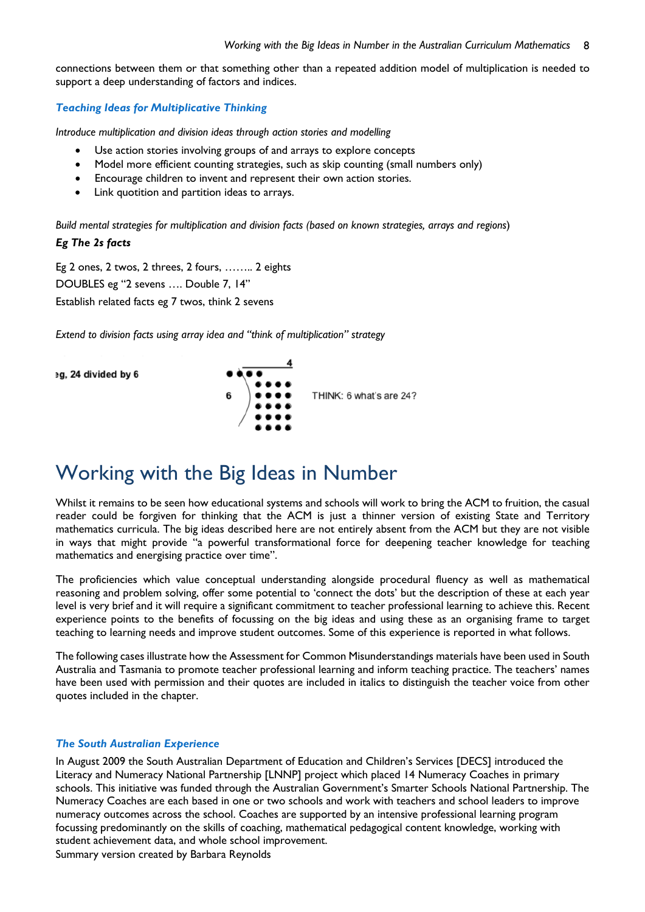connections between them or that something other than a repeated addition model of multiplication is needed to support a deep understanding of factors and indices.

### *Teaching Ideas for Multiplicative Thinking*

*Introduce multiplication and division ideas through action stories and modelling*

- Use action stories involving groups of and arrays to explore concepts
- Model more efficient counting strategies, such as skip counting (small numbers only)
- Encourage children to invent and represent their own action stories.
- Link quotition and partition ideas to arrays.

*Build mental strategies for multiplication and division facts (based on known strategies, arrays and regions)*

***Eg The 2s facts***

Eg 2 ones, 2 twos, 2 threes, 2 fours, …….. 2 eights

DOUBLES eg "2 sevens …. Double 7, 14"

Establish related facts eg 7 twos, think 2 sevens

*Extend to division facts using array idea and "think of multiplication" strategy*

eg, 24 divided by 6

THINK: 6 what's are 24?

# Working with the Big Ideas in Number

Whilst it remains to be seen how educational systems and schools will work to bring the ACM to fruition, the casual reader could be forgiven for thinking that the ACM is just a thinner version of existing State and Territory mathematics curricula. The big ideas described here are not entirely absent from the ACM but they are not visible in ways that might provide "a powerful transformational force for deepening teacher knowledge for teaching mathematics and energising practice over time".

The proficiencies which value conceptual understanding alongside procedural fluency as well as mathematical reasoning and problem solving, offer some potential to 'connect the dots' but the description of these at each year level is very brief and it will require a significant commitment to teacher professional learning to achieve this. Recent experience points to the benefits of focussing on the big ideas and using these as an organising frame to target teaching to learning needs and improve student outcomes. Some of this experience is reported in what follows.

The following cases illustrate how the Assessment for Common Misunderstandings materials have been used in South Australia and Tasmania to promote teacher professional learning and inform teaching practice. The teachers' names have been used with permission and their quotes are included in italics to distinguish the teacher voice from other quotes included in the chapter.

### *The South Australian Experience*

In August 2009 the South Australian Department of Education and Children's Services [DECS] introduced the Literacy and Numeracy National Partnership [LNNP] project which placed 14 Numeracy Coaches in primary schools. This initiative was funded through the Australian Government's Smarter Schools National Partnership. The Numeracy Coaches are each based in one or two schools and work with teachers and school leaders to improve numeracy outcomes across the school. Coaches are supported by an intensive professional learning program focussing predominantly on the skills of coaching, mathematical pedagogical content knowledge, working with student achievement data, and whole school improvement.
Summary version created by Barbara Reynolds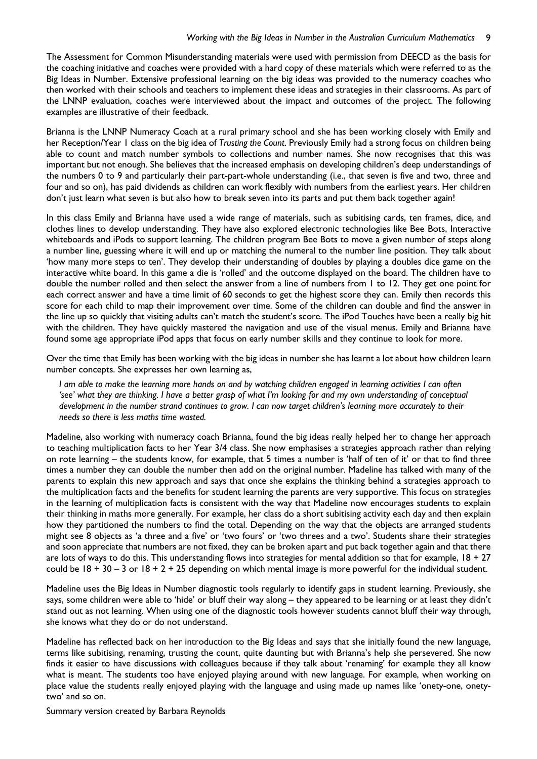The Assessment for Common Misunderstanding materials were used with permission from DEECD as the basis for the coaching initiative and coaches were provided with a hard copy of these materials which were referred to as the Big Ideas in Number. Extensive professional learning on the big ideas was provided to the numeracy coaches who then worked with their schools and teachers to implement these ideas and strategies in their classrooms. As part of the LNNP evaluation, coaches were interviewed about the impact and outcomes of the project. The following examples are illustrative of their feedback.

Brianna is the LNNP Numeracy Coach at a rural primary school and she has been working closely with Emily and her Reception/Year 1 class on the big idea of *Trusting the Count*. Previously Emily had a strong focus on children being able to count and match number symbols to collections and number names. She now recognises that this was important but not enough. She believes that the increased emphasis on developing children's deep understandings of the numbers 0 to 9 and particularly their part-part-whole understanding (i.e., that seven is five and two, three and four and so on), has paid dividends as children can work flexibly with numbers from the earliest years. Her children don't just learn what seven is but also how to break seven into its parts and put them back together again!

In this class Emily and Brianna have used a wide range of materials, such as subitising cards, ten frames, dice, and clothes lines to develop understanding. They have also explored electronic technologies like Bee Bots, Interactive whiteboards and iPods to support learning. The children program Bee Bots to move a given number of steps along a number line, guessing where it will end up or matching the numeral to the number line position. They talk about 'how many more steps to ten'. They develop their understanding of doubles by playing a doubles dice game on the interactive white board. In this game a die is 'rolled' and the outcome displayed on the board. The children have to double the number rolled and then select the answer from a line of numbers from 1 to 12. They get one point for each correct answer and have a time limit of 60 seconds to get the highest score they can. Emily then records this score for each child to map their improvement over time. Some of the children can double and find the answer in the line up so quickly that visiting adults can't match the student's score. The iPod Touches have been a really big hit with the children. They have quickly mastered the navigation and use of the visual menus. Emily and Brianna have found some age appropriate iPod apps that focus on early number skills and they continue to look for more.

Over the time that Emily has been working with the big ideas in number she has learnt a lot about how children learn number concepts. She expresses her own learning as,

> *I am able to make the learning more hands on and by watching children engaged in learning activities I can often 'see' what they are thinking. I have a better grasp of what I'm looking for and my own understanding of conceptual development in the number strand continues to grow. I can now target children's learning more accurately to their needs so there is less maths time wasted.*

Madeline, also working with numeracy coach Brianna, found the big ideas really helped her to change her approach to teaching multiplication facts to her Year 3/4 class. She now emphasises a strategies approach rather than relying on rote learning – the students know, for example, that 5 times a number is 'half of ten of it' or that to find three times a number they can double the number then add on the original number. Madeline has talked with many of the parents to explain this new approach and says that once she explains the thinking behind a strategies approach to the multiplication facts and the benefits for student learning the parents are very supportive. This focus on strategies in the learning of multiplication facts is consistent with the way that Madeline now encourages students to explain their thinking in maths more generally. For example, her class do a short subitising activity each day and then explain how they partitioned the numbers to find the total. Depending on the way that the objects are arranged students might see 8 objects as 'a three and a five' or 'two fours' or 'two threes and a two'. Students share their strategies and soon appreciate that numbers are not fixed, they can be broken apart and put back together again and that there are lots of ways to do this. This understanding flows into strategies for mental addition so that for example, $18 + 27$ could be $18 + 30 – 3$ or $18 + 2 + 25$ depending on which mental image is more powerful for the individual student.

Madeline uses the Big Ideas in Number diagnostic tools regularly to identify gaps in student learning. Previously, she says, some children were able to 'hide' or bluff their way along – they appeared to be learning or at least they didn't stand out as not learning. When using one of the diagnostic tools however students cannot bluff their way through, she knows what they do or do not understand.

Madeline has reflected back on her introduction to the Big Ideas and says that she initially found the new language, terms like subitising, renaming, trusting the count, quite daunting but with Brianna's help she persevered. She now finds it easier to have discussions with colleagues because if they talk about 'renaming' for example they all know what is meant. The students too have enjoyed playing around with new language. For example, when working on place value the students really enjoyed playing with the language and using made up names like 'onety-one, onety-two' and so on.

Summary version created by Barbara Reynolds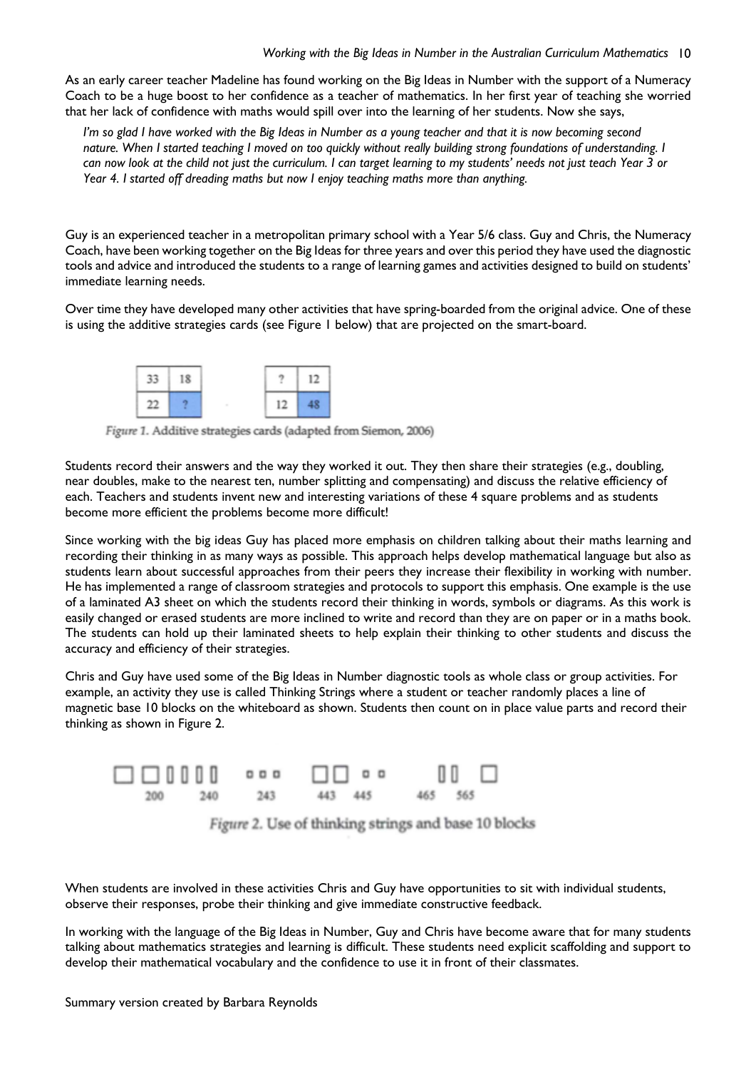As an early career teacher Madeline has found working on the Big Ideas in Number with the support of a Numeracy Coach to be a huge boost to her confidence as a teacher of mathematics. In her first year of teaching she worried that her lack of confidence with maths would spill over into the learning of her students. Now she says,

> *I'm so glad I have worked with the Big Ideas in Number as a young teacher and that it is now becoming second nature. When I started teaching I moved on too quickly without really building strong foundations of understanding. I can now look at the child not just the curriculum. I can target learning to my students' needs not just teach Year 3 or Year 4. I started off dreading maths but now I enjoy teaching maths more than anything.*

Guy is an experienced teacher in a metropolitan primary school with a Year 5/6 class. Guy and Chris, the Numeracy Coach, have been working together on the Big Ideas for three years and over this period they have used the diagnostic tools and advice and introduced the students to a range of learning games and activities designed to build on students' immediate learning needs.

Over time they have developed many other activities that have spring-boarded from the original advice. One of these is using the additive strategies cards (see Figure 1 below) that are projected on the smart-board.

| 33 | 18 |
|---|---|
| 22 | ? |

| ? | 12 |
|---|---|
| 12 | 48 |

*Figure 1.* Additive strategies cards (adapted from Siemon, 2006)

Students record their answers and the way they worked it out. They then share their strategies (e.g., doubling, near doubles, make to the nearest ten, number splitting and compensating) and discuss the relative efficiency of each. Teachers and students invent new and interesting variations of these 4 square problems and as students become more efficient the problems become more difficult!

Since working with the big ideas Guy has placed more emphasis on children talking about their maths learning and recording their thinking in as many ways as possible. This approach helps develop mathematical language but also as students learn about successful approaches from their peers they increase their flexibility in working with number. He has implemented a range of classroom strategies and protocols to support this emphasis. One example is the use of a laminated A3 sheet on which the students record their thinking in words, symbols or diagrams. As this work is easily changed or erased students are more inclined to write and record than they are on paper or in a maths book. The students can hold up their laminated sheets to help explain their thinking to other students and discuss the accuracy and efficiency of their strategies.

Chris and Guy have used some of the Big Ideas in Number diagnostic tools as whole class or group activities. For example, an activity they use is called Thinking Strings where a student or teacher randomly places a line of magnetic base 10 blocks on the whiteboard as shown. Students then count on in place value parts and record their thinking as shown in Figure 2.

200 240 243 443 445 465 565

*Figure 2.* Use of thinking strings and base 10 blocks

When students are involved in these activities Chris and Guy have opportunities to sit with individual students, observe their responses, probe their thinking and give immediate constructive feedback.

In working with the language of the Big Ideas in Number, Guy and Chris have become aware that for many students talking about mathematics strategies and learning is difficult. These students need explicit scaffolding and support to develop their mathematical vocabulary and the confidence to use it in front of their classmates.

Summary version created by Barbara Reynolds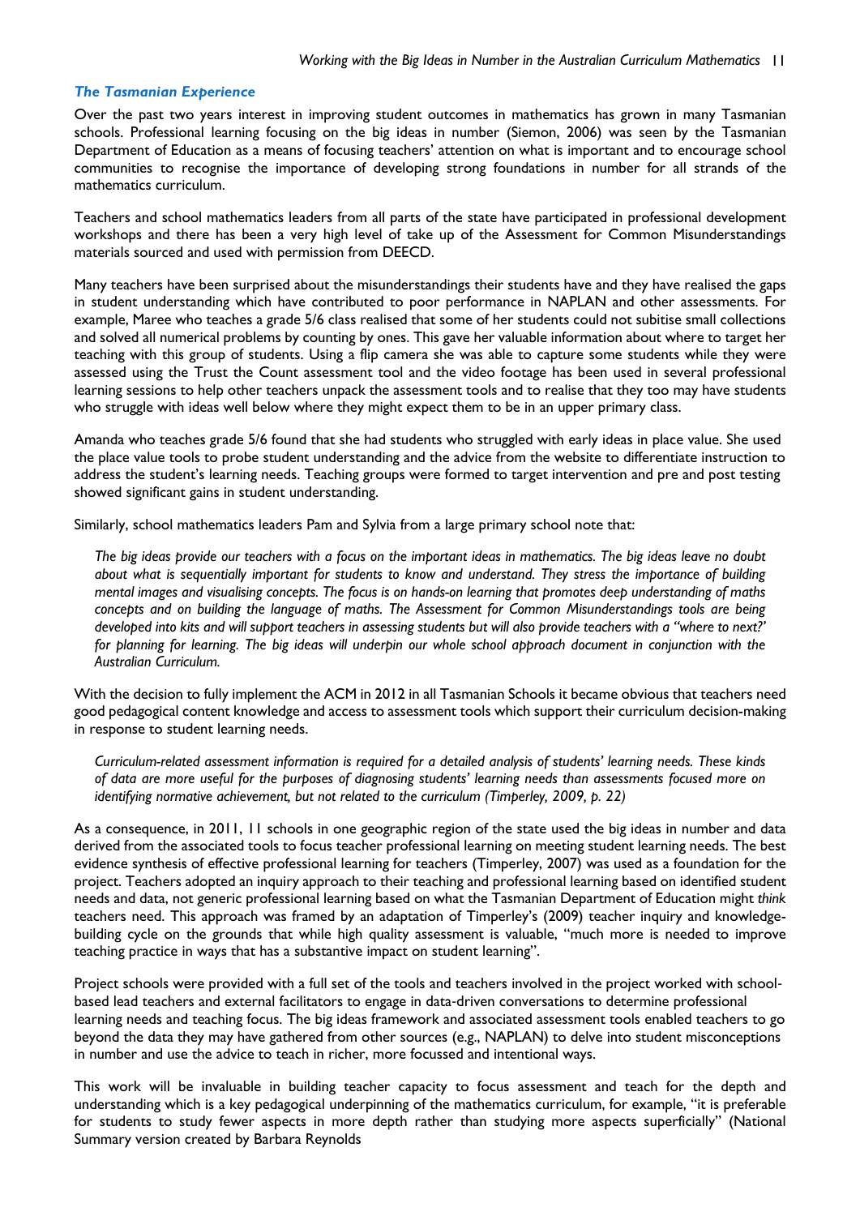### *The Tasmanian Experience*

Over the past two years interest in improving student outcomes in mathematics has grown in many Tasmanian schools. Professional learning focusing on the big ideas in number (Siemon, 2006) was seen by the Tasmanian Department of Education as a means of focusing teachers' attention on what is important and to encourage school communities to recognise the importance of developing strong foundations in number for all strands of the mathematics curriculum.

Teachers and school mathematics leaders from all parts of the state have participated in professional development workshops and there has been a very high level of take up of the Assessment for Common Misunderstandings materials sourced and used with permission from DEECD.

Many teachers have been surprised about the misunderstandings their students have and they have realised the gaps in student understanding which have contributed to poor performance in NAPLAN and other assessments. For example, Maree who teaches a grade 5/6 class realised that some of her students could not subitise small collections and solved all numerical problems by counting by ones. This gave her valuable information about where to target her teaching with this group of students. Using a flip camera she was able to capture some students while they were assessed using the Trust the Count assessment tool and the video footage has been used in several professional learning sessions to help other teachers unpack the assessment tools and to realise that they too may have students who struggle with ideas well below where they might expect them to be in an upper primary class.

Amanda who teaches grade 5/6 found that she had students who struggled with early ideas in place value. She used the place value tools to probe student understanding and the advice from the website to differentiate instruction to address the student's learning needs. Teaching groups were formed to target intervention and pre and post testing showed significant gains in student understanding.

Similarly, school mathematics leaders Pam and Sylvia from a large primary school note that:

> *The big ideas provide our teachers with a focus on the important ideas in mathematics. The big ideas leave no doubt about what is sequentially important for students to know and understand. They stress the importance of building mental images and visualising concepts. The focus is on hands-on learning that promotes deep understanding of maths concepts and on building the language of maths. The Assessment for Common Misunderstandings tools are being developed into kits and will support teachers in assessing students but will also provide teachers with a "where to next?' for planning for learning. The big ideas will underpin our whole school approach document in conjunction with the Australian Curriculum.*

With the decision to fully implement the ACM in 2012 in all Tasmanian Schools it became obvious that teachers need good pedagogical content knowledge and access to assessment tools which support their curriculum decision-making in response to student learning needs.

> *Curriculum-related assessment information is required for a detailed analysis of students' learning needs. These kinds of data are more useful for the purposes of diagnosing students' learning needs than assessments focused more on identifying normative achievement, but not related to the curriculum (Timperley, 2009, p. 22)*

As a consequence, in 2011, 11 schools in one geographic region of the state used the big ideas in number and data derived from the associated tools to focus teacher professional learning on meeting student learning needs. The best evidence synthesis of effective professional learning for teachers (Timperley, 2007) was used as a foundation for the project. Teachers adopted an inquiry approach to their teaching and professional learning based on identified student needs and data, not generic professional learning based on what the Tasmanian Department of Education might *think* teachers need. This approach was framed by an adaptation of Timperley's (2009) teacher inquiry and knowledge-building cycle on the grounds that while high quality assessment is valuable, "much more is needed to improve teaching practice in ways that has a substantive impact on student learning".

Project schools were provided with a full set of the tools and teachers involved in the project worked with school-based lead teachers and external facilitators to engage in data-driven conversations to determine professional learning needs and teaching focus. The big ideas framework and associated assessment tools enabled teachers to go beyond the data they may have gathered from other sources (e.g., NAPLAN) to delve into student misconceptions in number and use the advice to teach in richer, more focussed and intentional ways.

This work will be invaluable in building teacher capacity to focus assessment and teach for the depth and understanding which is a key pedagogical underpinning of the mathematics curriculum, for example, "it is preferable for students to study fewer aspects in more depth rather than studying more aspects superficially" (National Summary version created by Barbara Reynolds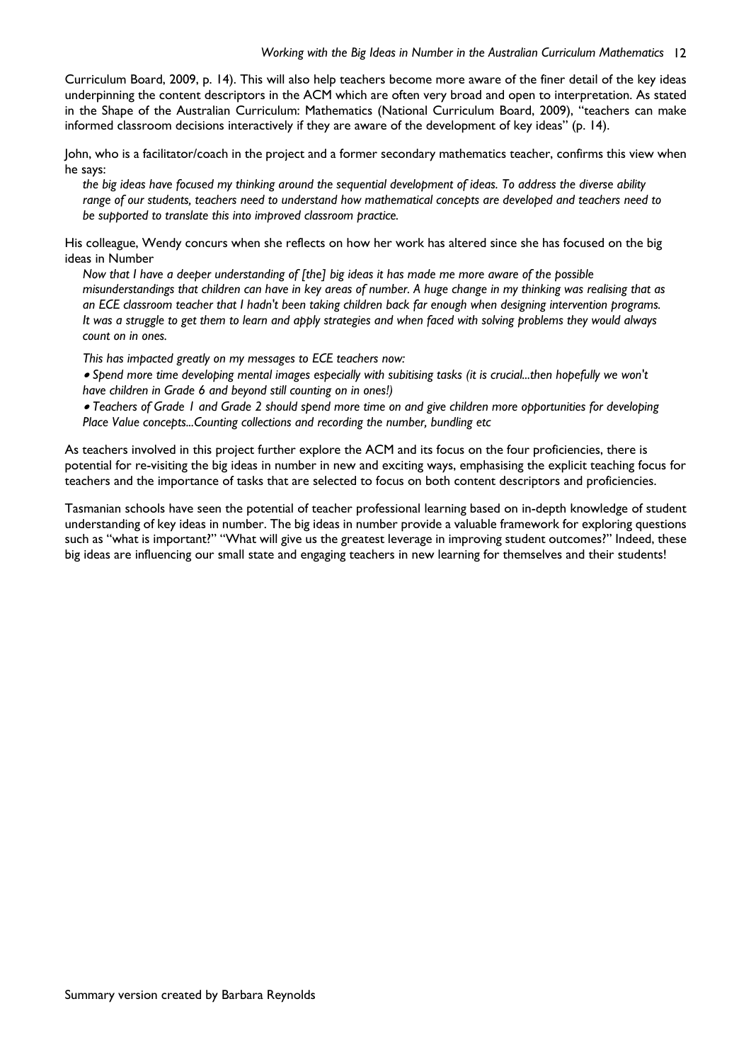Curriculum Board, 2009, p. 14). This will also help teachers become more aware of the finer detail of the key ideas underpinning the content descriptors in the ACM which are often very broad and open to interpretation. As stated in the Shape of the Australian Curriculum: Mathematics (National Curriculum Board, 2009), "teachers can make informed classroom decisions interactively if they are aware of the development of key ideas" (p. 14).

John, who is a facilitator/coach in the project and a former secondary mathematics teacher, confirms this view when he says:

> *the big ideas have focused my thinking around the sequential development of ideas. To address the diverse ability range of our students, teachers need to understand how mathematical concepts are developed and teachers need to be supported to translate this into improved classroom practice.*

His colleague, Wendy concurs when she reflects on how her work has altered since she has focused on the big ideas in Number

> *Now that I have a deeper understanding of [the] big ideas it has made me more aware of the possible misunderstandings that children can have in key areas of number. A huge change in my thinking was realising that as an ECE classroom teacher that I hadn't been taking children back far enough when designing intervention programs. It was a struggle to get them to learn and apply strategies and when faced with solving problems they would always count on in ones.*
>
> *This has impacted greatly on my messages to ECE teachers now:*
>
> - *Spend more time developing mental images especially with subitising tasks (it is crucial...then hopefully we won't have children in Grade 6 and beyond still counting on in ones!)*
> - *Teachers of Grade 1 and Grade 2 should spend more time on and give children more opportunities for developing Place Value concepts...Counting collections and recording the number, bundling etc*

As teachers involved in this project further explore the ACM and its focus on the four proficiencies, there is potential for re-visiting the big ideas in number in new and exciting ways, emphasising the explicit teaching focus for teachers and the importance of tasks that are selected to focus on both content descriptors and proficiencies.

Tasmanian schools have seen the potential of teacher professional learning based on in-depth knowledge of student understanding of key ideas in number. The big ideas in number provide a valuable framework for exploring questions such as "what is important?" "What will give us the greatest leverage in improving student outcomes?" Indeed, these big ideas are influencing our small state and engaging teachers in new learning for themselves and their students!

Summary version created by Barbara Reynolds